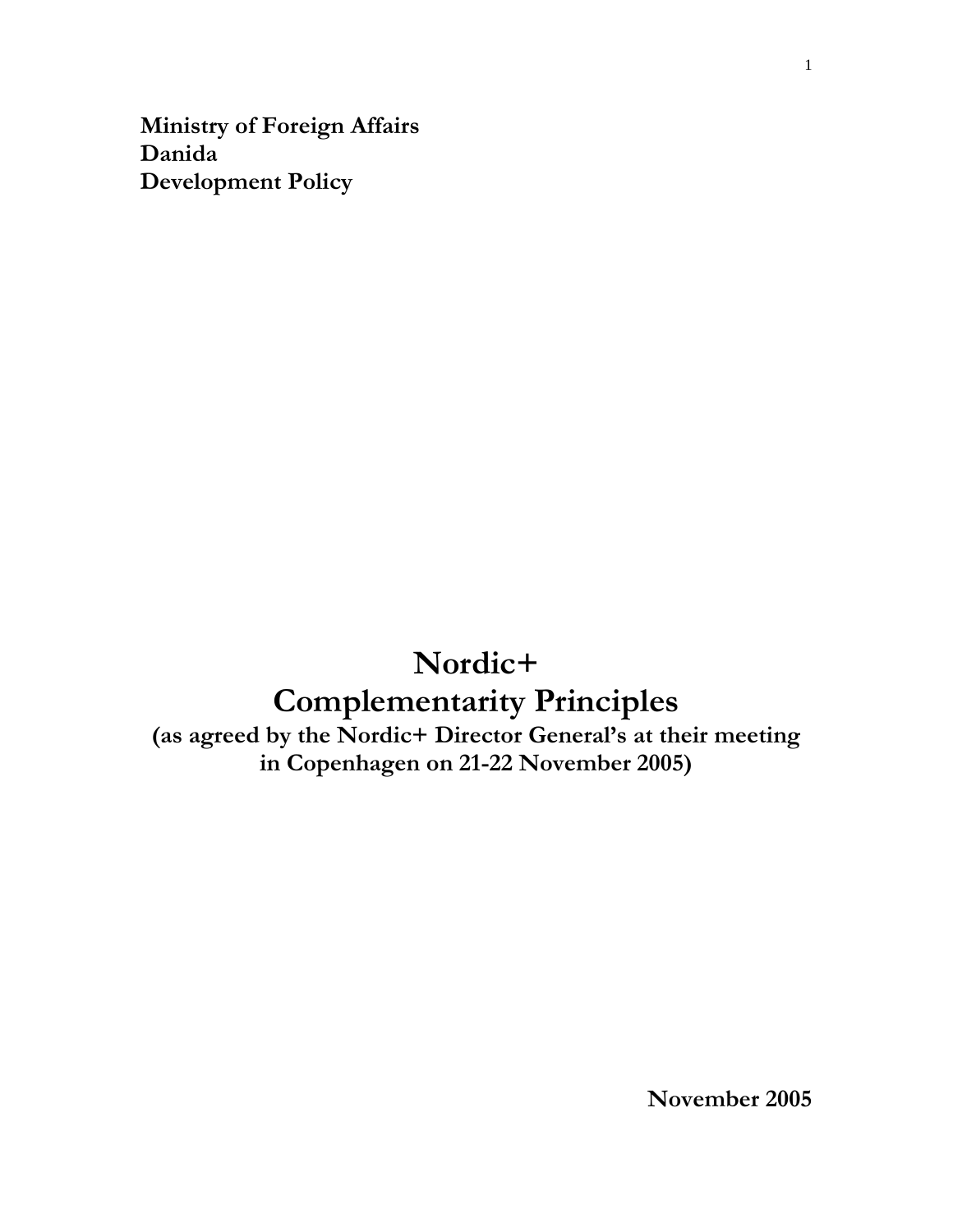**Ministry of Foreign Affairs**
**Danida**
**Development Policy**

# Nordic+
# Complementarity Principles

**(as agreed by the Nordic+ Director General's at their meeting in Copenhagen on 21-22 November 2005)**

**November 2005**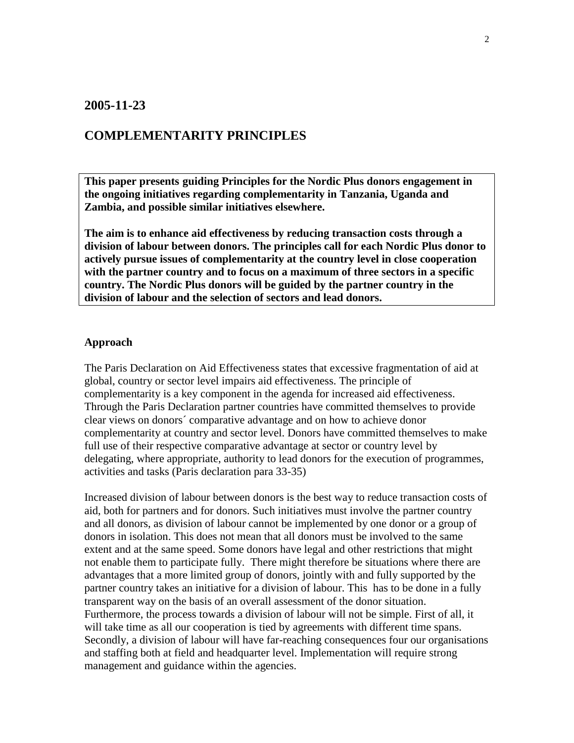## 2005-11-23

## COMPLEMENTARITY PRINCIPLES

**This paper presents guiding Principles for the Nordic Plus donors engagement in the ongoing initiatives regarding complementarity in Tanzania, Uganda and Zambia, and possible similar initiatives elsewhere.**

**The aim is to enhance aid effectiveness by reducing transaction costs through a division of labour between donors. The principles call for each Nordic Plus donor to actively pursue issues of complementarity at the country level in close cooperation with the partner country and to focus on a maximum of three sectors in a specific country. The Nordic Plus donors will be guided by the partner country in the division of labour and the selection of sectors and lead donors.**

### Approach

The Paris Declaration on Aid Effectiveness states that excessive fragmentation of aid at global, country or sector level impairs aid effectiveness. The principle of complementarity is a key component in the agenda for increased aid effectiveness. Through the Paris Declaration partner countries have committed themselves to provide clear views on donors´ comparative advantage and on how to achieve donor complementarity at country and sector level. Donors have committed themselves to make full use of their respective comparative advantage at sector or country level by delegating, where appropriate, authority to lead donors for the execution of programmes, activities and tasks (Paris declaration para 33-35)

Increased division of labour between donors is the best way to reduce transaction costs of aid, both for partners and for donors. Such initiatives must involve the partner country and all donors, as division of labour cannot be implemented by one donor or a group of donors in isolation. This does not mean that all donors must be involved to the same extent and at the same speed. Some donors have legal and other restrictions that might not enable them to participate fully. There might therefore be situations where there are advantages that a more limited group of donors, jointly with and fully supported by the partner country takes an initiative for a division of labour. This has to be done in a fully transparent way on the basis of an overall assessment of the donor situation. Furthermore, the process towards a division of labour will not be simple. First of all, it will take time as all our cooperation is tied by agreements with different time spans. Secondly, a division of labour will have far-reaching consequences four our organisations and staffing both at field and headquarter level. Implementation will require strong management and guidance within the agencies.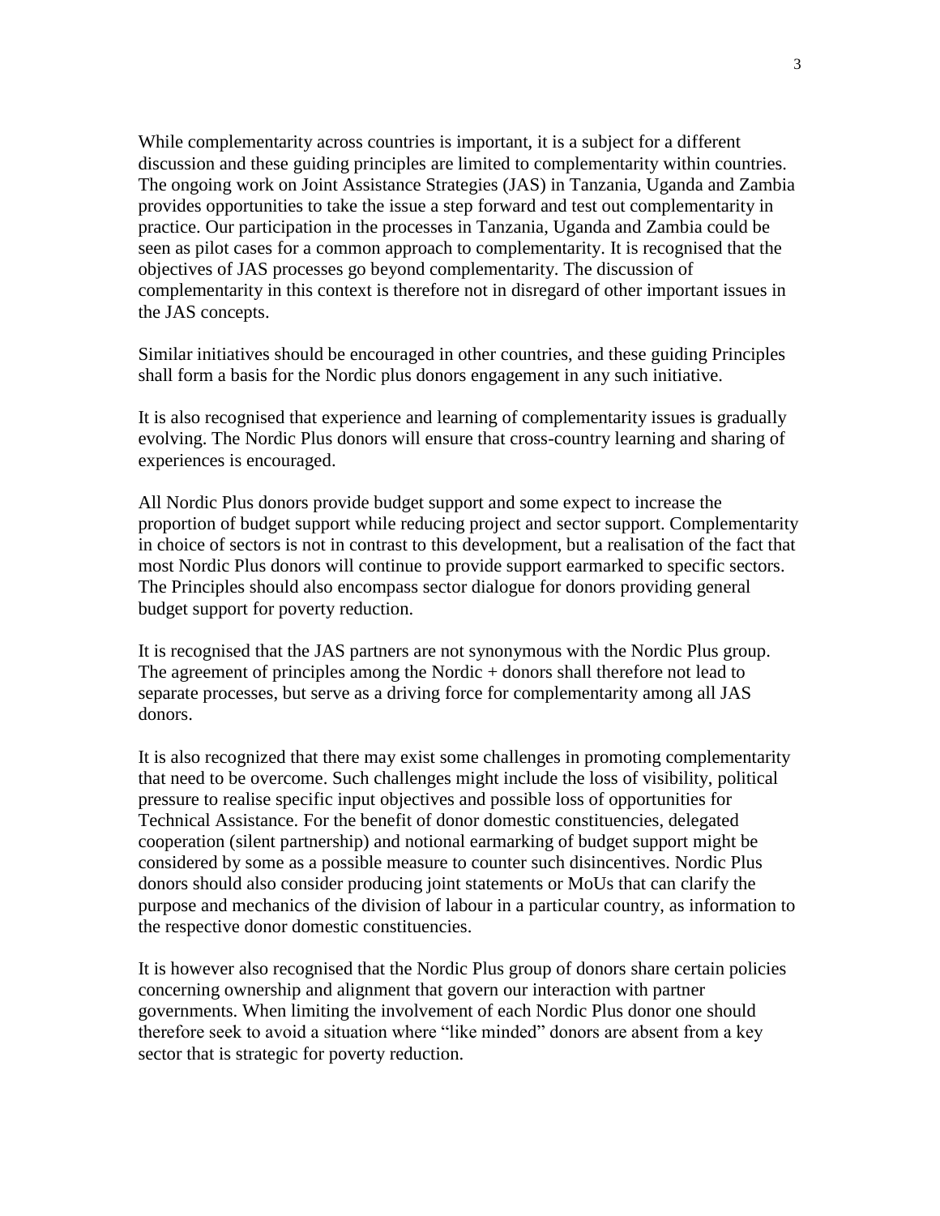While complementarity across countries is important, it is a subject for a different discussion and these guiding principles are limited to complementarity within countries. The ongoing work on Joint Assistance Strategies (JAS) in Tanzania, Uganda and Zambia provides opportunities to take the issue a step forward and test out complementarity in practice. Our participation in the processes in Tanzania, Uganda and Zambia could be seen as pilot cases for a common approach to complementarity. It is recognised that the objectives of JAS processes go beyond complementarity. The discussion of complementarity in this context is therefore not in disregard of other important issues in the JAS concepts.

Similar initiatives should be encouraged in other countries, and these guiding Principles shall form a basis for the Nordic plus donors engagement in any such initiative.

It is also recognised that experience and learning of complementarity issues is gradually evolving. The Nordic Plus donors will ensure that cross-country learning and sharing of experiences is encouraged.

All Nordic Plus donors provide budget support and some expect to increase the proportion of budget support while reducing project and sector support. Complementarity in choice of sectors is not in contrast to this development, but a realisation of the fact that most Nordic Plus donors will continue to provide support earmarked to specific sectors. The Principles should also encompass sector dialogue for donors providing general budget support for poverty reduction.

It is recognised that the JAS partners are not synonymous with the Nordic Plus group. The agreement of principles among the Nordic + donors shall therefore not lead to separate processes, but serve as a driving force for complementarity among all JAS donors.

It is also recognized that there may exist some challenges in promoting complementarity that need to be overcome. Such challenges might include the loss of visibility, political pressure to realise specific input objectives and possible loss of opportunities for Technical Assistance. For the benefit of donor domestic constituencies, delegated cooperation (silent partnership) and notional earmarking of budget support might be considered by some as a possible measure to counter such disincentives. Nordic Plus donors should also consider producing joint statements or MoUs that can clarify the purpose and mechanics of the division of labour in a particular country, as information to the respective donor domestic constituencies.

It is however also recognised that the Nordic Plus group of donors share certain policies concerning ownership and alignment that govern our interaction with partner governments. When limiting the involvement of each Nordic Plus donor one should therefore seek to avoid a situation where "like minded" donors are absent from a key sector that is strategic for poverty reduction.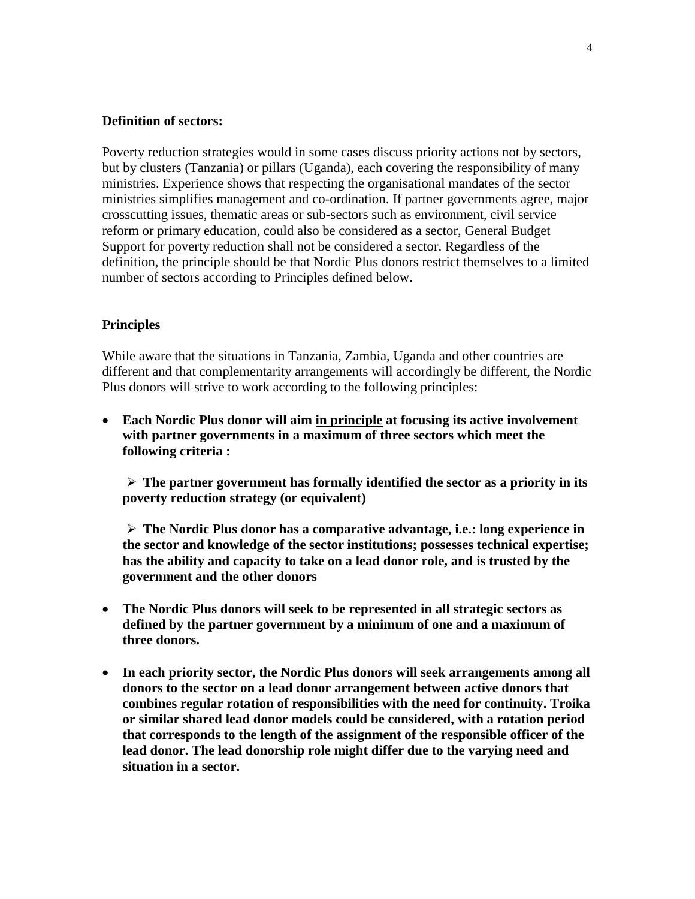**Definition of sectors:**

Poverty reduction strategies would in some cases discuss priority actions not by sectors, but by clusters (Tanzania) or pillars (Uganda), each covering the responsibility of many ministries. Experience shows that respecting the organisational mandates of the sector ministries simplifies management and co-ordination. If partner governments agree, major crosscutting issues, thematic areas or sub-sectors such as environment, civil service reform or primary education, could also be considered as a sector, General Budget Support for poverty reduction shall not be considered a sector. Regardless of the definition, the principle should be that Nordic Plus donors restrict themselves to a limited number of sectors according to Principles defined below.

**Principles**

While aware that the situations in Tanzania, Zambia, Uganda and other countries are different and that complementarity arrangements will accordingly be different, the Nordic Plus donors will strive to work according to the following principles:

- **Each Nordic Plus donor will aim <u>in principle</u> at focusing its active involvement with partner governments in a maximum of three sectors which meet the following criteria :**
  - **The partner government has formally identified the sector as a priority in its poverty reduction strategy (or equivalent)**
  - **The Nordic Plus donor has a comparative advantage, i.e.: long experience in the sector and knowledge of the sector institutions; possesses technical expertise; has the ability and capacity to take on a lead donor role, and is trusted by the government and the other donors**
- **The Nordic Plus donors will seek to be represented in all strategic sectors as defined by the partner government by a minimum of one and a maximum of three donors.**
- **In each priority sector, the Nordic Plus donors will seek arrangements among all donors to the sector on a lead donor arrangement between active donors that combines regular rotation of responsibilities with the need for continuity. Troika or similar shared lead donor models could be considered, with a rotation period that corresponds to the length of the assignment of the responsible officer of the lead donor. The lead donorship role might differ due to the varying need and situation in a sector.**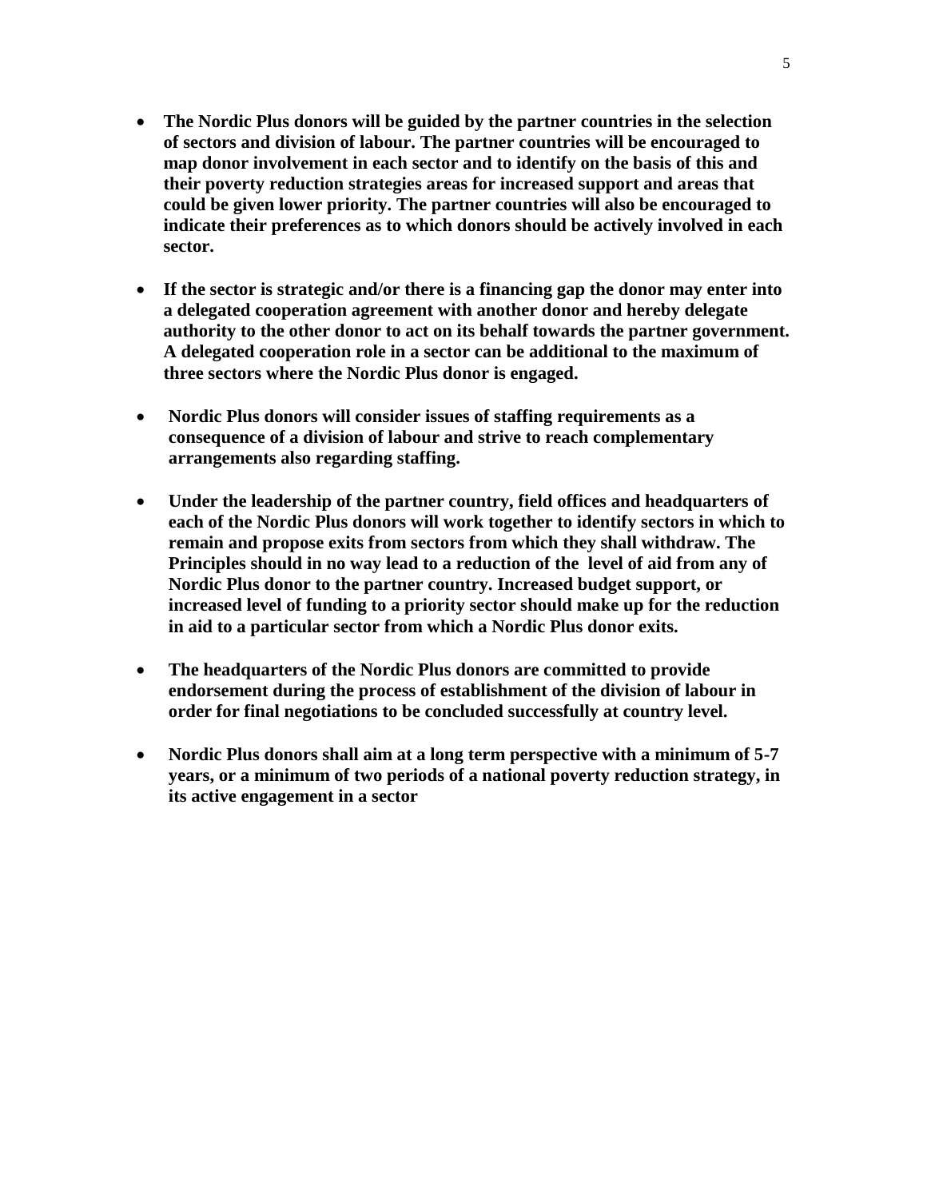- **The Nordic Plus donors will be guided by the partner countries in the selection of sectors and division of labour. The partner countries will be encouraged to map donor involvement in each sector and to identify on the basis of this and their poverty reduction strategies areas for increased support and areas that could be given lower priority. The partner countries will also be encouraged to indicate their preferences as to which donors should be actively involved in each sector.**

- **If the sector is strategic and/or there is a financing gap the donor may enter into a delegated cooperation agreement with another donor and hereby delegate authority to the other donor to act on its behalf towards the partner government. A delegated cooperation role in a sector can be additional to the maximum of three sectors where the Nordic Plus donor is engaged.**

- **Nordic Plus donors will consider issues of staffing requirements as a consequence of a division of labour and strive to reach complementary arrangements also regarding staffing.**

- **Under the leadership of the partner country, field offices and headquarters of each of the Nordic Plus donors will work together to identify sectors in which to remain and propose exits from sectors from which they shall withdraw. The Principles should in no way lead to a reduction of the level of aid from any of Nordic Plus donor to the partner country. Increased budget support, or increased level of funding to a priority sector should make up for the reduction in aid to a particular sector from which a Nordic Plus donor exits.**

- **The headquarters of the Nordic Plus donors are committed to provide endorsement during the process of establishment of the division of labour in order for final negotiations to be concluded successfully at country level.**

- **Nordic Plus donors shall aim at a long term perspective with a minimum of 5-7 years, or a minimum of two periods of a national poverty reduction strategy, in its active engagement in a sector**